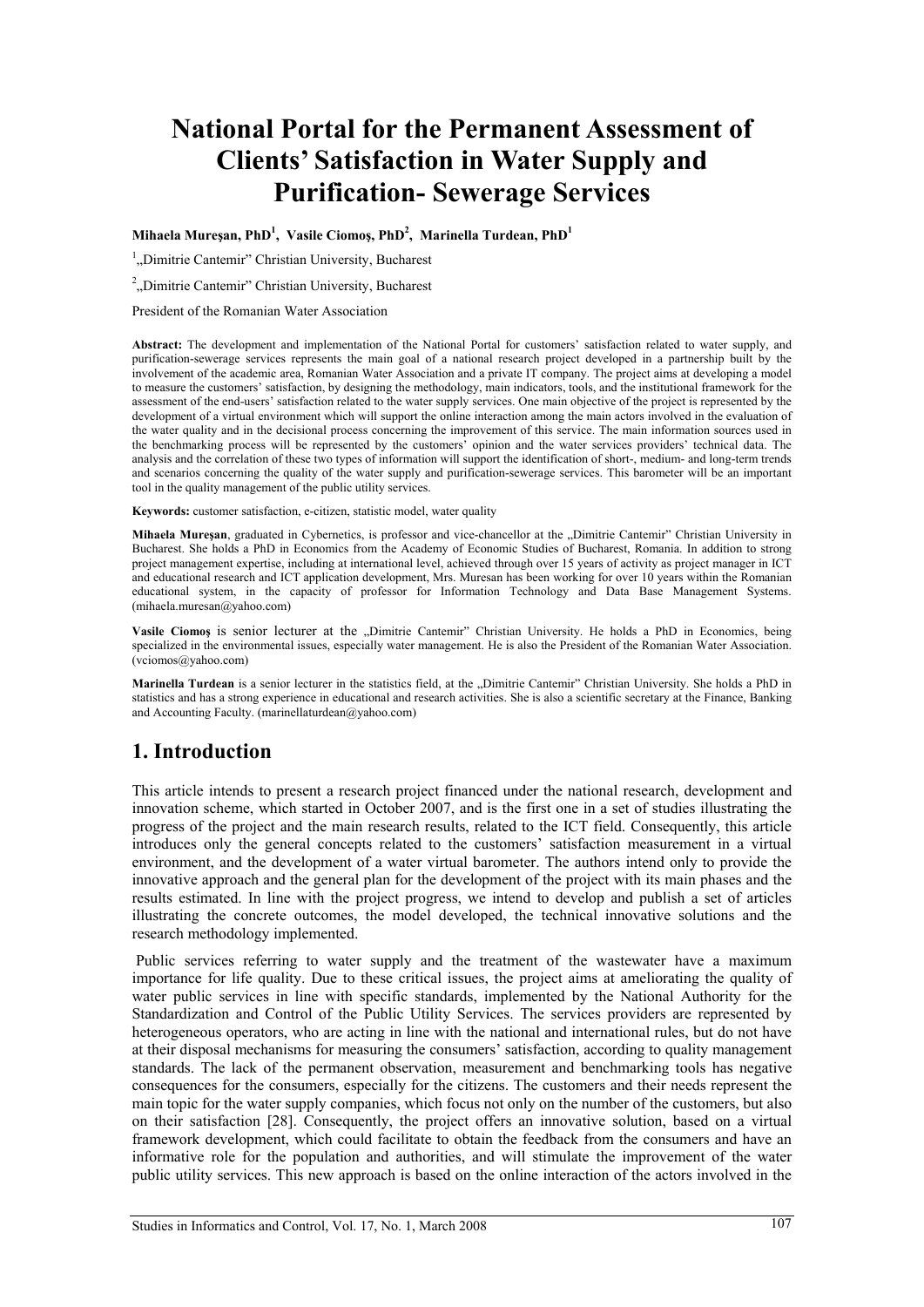# National Portal for the Permanent Assessment of Clients' Satisfaction in Water Supply and Purification- Sewerage Services

**Mihaela Mureşan, PhD[1], Vasile Ciomoş, PhD[2], Marinella Turdean, PhD[1]**

[1]„Dimitrie Cantemir" Christian University, Bucharest

[2]„Dimitrie Cantemir" Christian University, Bucharest

President of the Romanian Water Association

**Abstract:** The development and implementation of the National Portal for customers' satisfaction related to water supply, and purification-sewerage services represents the main goal of a national research project developed in a partnership built by the involvement of the academic area, Romanian Water Association and a private IT company. The project aims at developing a model to measure the customers' satisfaction, by designing the methodology, main indicators, tools, and the institutional framework for the assessment of the end-users' satisfaction related to the water supply services. One main objective of the project is represented by the development of a virtual environment which will support the online interaction among the main actors involved in the evaluation of the water quality and in the decisional process concerning the improvement of this service. The main information sources used in the benchmarking process will be represented by the customers' opinion and the water services providers' technical data. The analysis and the correlation of these two types of information will support the identification of short-, medium- and long-term trends and scenarios concerning the quality of the water supply and purification-sewerage services. This barometer will be an important tool in the quality management of the public utility services.

**Keywords:** customer satisfaction, e-citizen, statistic model, water quality

**Mihaela Mureşan**, graduated in Cybernetics, is professor and vice-chancellor at the „Dimitrie Cantemir" Christian University in Bucharest. She holds a PhD in Economics from the Academy of Economic Studies of Bucharest, Romania. In addition to strong project management expertise, including at international level, achieved through over 15 years of activity as project manager in ICT and educational research and ICT application development, Mrs. Muresan has been working for over 10 years within the Romanian educational system, in the capacity of professor for Information Technology and Data Base Management Systems. (mihaela.muresan@yahoo.com)

**Vasile Ciomoş** is senior lecturer at the „Dimitrie Cantemir" Christian University. He holds a PhD in Economics, being specialized in the environmental issues, especially water management. He is also the President of the Romanian Water Association. (vciomos@yahoo.com)

**Marinella Turdean** is a senior lecturer in the statistics field, at the „Dimitrie Cantemir" Christian University. She holds a PhD in statistics and has a strong experience in educational and research activities. She is also a scientific secretary at the Finance, Banking and Accounting Faculty. (marinellaturdean@yahoo.com)

## 1. Introduction

This article intends to present a research project financed under the national research, development and innovation scheme, which started in October 2007, and is the first one in a set of studies illustrating the progress of the project and the main research results, related to the ICT field. Consequently, this article introduces only the general concepts related to the customers' satisfaction measurement in a virtual environment, and the development of a water virtual barometer. The authors intend only to provide the innovative approach and the general plan for the development of the project with its main phases and the results estimated. In line with the project progress, we intend to develop and publish a set of articles illustrating the concrete outcomes, the model developed, the technical innovative solutions and the research methodology implemented.

Public services referring to water supply and the treatment of the wastewater have a maximum importance for life quality. Due to these critical issues, the project aims at ameliorating the quality of water public services in line with specific standards, implemented by the National Authority for the Standardization and Control of the Public Utility Services. The services providers are represented by heterogeneous operators, who are acting in line with the national and international rules, but do not have at their disposal mechanisms for measuring the consumers' satisfaction, according to quality management standards. The lack of the permanent observation, measurement and benchmarking tools has negative consequences for the consumers, especially for the citizens. The customers and their needs represent the main topic for the water supply companies, which focus not only on the number of the customers, but also on their satisfaction [28]. Consequently, the project offers an innovative solution, based on a virtual framework development, which could facilitate to obtain the feedback from the consumers and have an informative role for the population and authorities, and will stimulate the improvement of the water public utility services. This new approach is based on the online interaction of the actors involved in the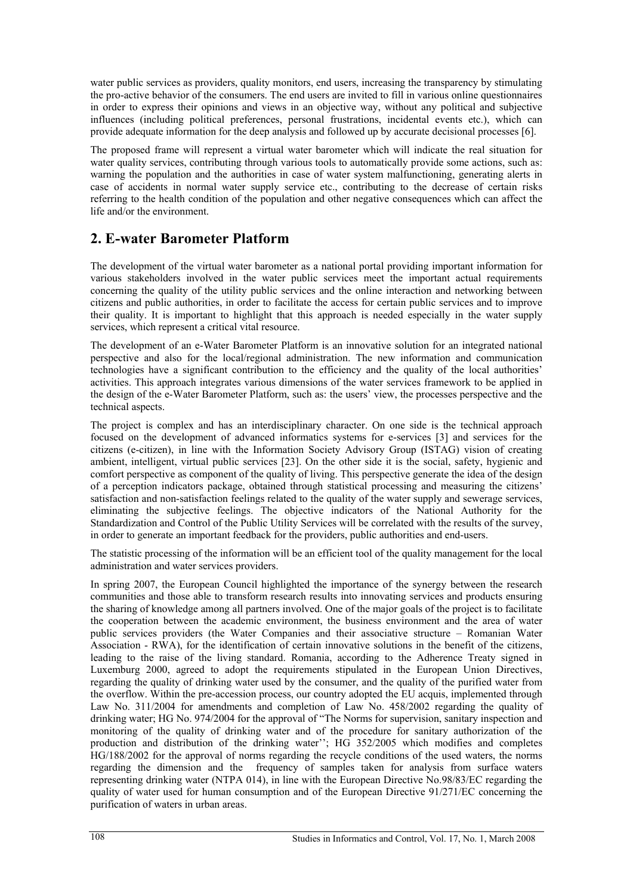water public services as providers, quality monitors, end users, increasing the transparency by stimulating the pro-active behavior of the consumers. The end users are invited to fill in various online questionnaires in order to express their opinions and views in an objective way, without any political and subjective influences (including political preferences, personal frustrations, incidental events etc.), which can provide adequate information for the deep analysis and followed up by accurate decisional processes [6].

The proposed frame will represent a virtual water barometer which will indicate the real situation for water quality services, contributing through various tools to automatically provide some actions, such as: warning the population and the authorities in case of water system malfunctioning, generating alerts in case of accidents in normal water supply service etc., contributing to the decrease of certain risks referring to the health condition of the population and other negative consequences which can affect the life and/or the environment.

## 2. E-water Barometer Platform

The development of the virtual water barometer as a national portal providing important information for various stakeholders involved in the water public services meet the important actual requirements concerning the quality of the utility public services and the online interaction and networking between citizens and public authorities, in order to facilitate the access for certain public services and to improve their quality. It is important to highlight that this approach is needed especially in the water supply services, which represent a critical vital resource.

The development of an e-Water Barometer Platform is an innovative solution for an integrated national perspective and also for the local/regional administration. The new information and communication technologies have a significant contribution to the efficiency and the quality of the local authorities' activities. This approach integrates various dimensions of the water services framework to be applied in the design of the e-Water Barometer Platform, such as: the users' view, the processes perspective and the technical aspects.

The project is complex and has an interdisciplinary character. On one side is the technical approach focused on the development of advanced informatics systems for e-services [3] and services for the citizens (e-citizen), in line with the Information Society Advisory Group (ISTAG) vision of creating ambient, intelligent, virtual public services [23]. On the other side it is the social, safety, hygienic and comfort perspective as component of the quality of living. This perspective generate the idea of the design of a perception indicators package, obtained through statistical processing and measuring the citizens' satisfaction and non-satisfaction feelings related to the quality of the water supply and sewerage services, eliminating the subjective feelings. The objective indicators of the National Authority for the Standardization and Control of the Public Utility Services will be correlated with the results of the survey, in order to generate an important feedback for the providers, public authorities and end-users.

The statistic processing of the information will be an efficient tool of the quality management for the local administration and water services providers.

In spring 2007, the European Council highlighted the importance of the synergy between the research communities and those able to transform research results into innovating services and products ensuring the sharing of knowledge among all partners involved. One of the major goals of the project is to facilitate the cooperation between the academic environment, the business environment and the area of water public services providers (the Water Companies and their associative structure – Romanian Water Association - RWA), for the identification of certain innovative solutions in the benefit of the citizens, leading to the raise of the living standard. Romania, according to the Adherence Treaty signed in Luxemburg 2000, agreed to adopt the requirements stipulated in the European Union Directives, regarding the quality of drinking water used by the consumer, and the quality of the purified water from the overflow. Within the pre-accession process, our country adopted the EU acquis, implemented through Law No. 311/2004 for amendments and completion of Law No. 458/2002 regarding the quality of drinking water; HG No. 974/2004 for the approval of "The Norms for supervision, sanitary inspection and monitoring of the quality of drinking water and of the procedure for sanitary authorization of the production and distribution of the drinking water''; HG 352/2005 which modifies and completes HG/188/2002 for the approval of norms regarding the recycle conditions of the used waters, the norms regarding the dimension and the frequency of samples taken for analysis from surface waters representing drinking water (NTPA 014), in line with the European Directive No.98/83/EC regarding the quality of water used for human consumption and of the European Directive 91/271/EC concerning the purification of waters in urban areas.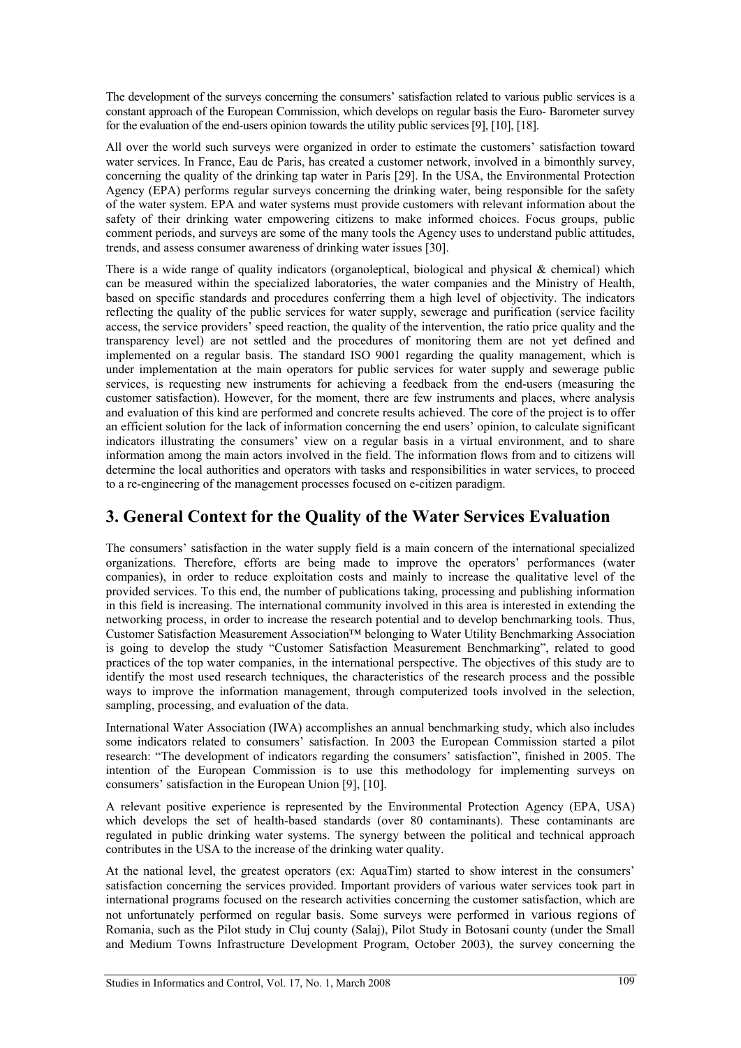The development of the surveys concerning the consumers' satisfaction related to various public services is a constant approach of the European Commission, which develops on regular basis the Euro- Barometer survey for the evaluation of the end-users opinion towards the utility public services [9], [10], [18].

All over the world such surveys were organized in order to estimate the customers' satisfaction toward water services. In France, Eau de Paris, has created a customer network, involved in a bimonthly survey, concerning the quality of the drinking tap water in Paris [29]. In the USA, the Environmental Protection Agency (EPA) performs regular surveys concerning the drinking water, being responsible for the safety of the water system. EPA and water systems must provide customers with relevant information about the safety of their drinking water empowering citizens to make informed choices. Focus groups, public comment periods, and surveys are some of the many tools the Agency uses to understand public attitudes, trends, and assess consumer awareness of drinking water issues [30].

There is a wide range of quality indicators (organoleptical, biological and physical & chemical) which can be measured within the specialized laboratories, the water companies and the Ministry of Health, based on specific standards and procedures conferring them a high level of objectivity. The indicators reflecting the quality of the public services for water supply, sewerage and purification (service facility access, the service providers' speed reaction, the quality of the intervention, the ratio price quality and the transparency level) are not settled and the procedures of monitoring them are not yet defined and implemented on a regular basis. The standard ISO 9001 regarding the quality management, which is under implementation at the main operators for public services for water supply and sewerage public services, is requesting new instruments for achieving a feedback from the end-users (measuring the customer satisfaction). However, for the moment, there are few instruments and places, where analysis and evaluation of this kind are performed and concrete results achieved. The core of the project is to offer an efficient solution for the lack of information concerning the end users' opinion, to calculate significant indicators illustrating the consumers' view on a regular basis in a virtual environment, and to share information among the main actors involved in the field. The information flows from and to citizens will determine the local authorities and operators with tasks and responsibilities in water services, to proceed to a re-engineering of the management processes focused on e-citizen paradigm.

## 3. General Context for the Quality of the Water Services Evaluation

The consumers' satisfaction in the water supply field is a main concern of the international specialized organizations. Therefore, efforts are being made to improve the operators' performances (water companies), in order to reduce exploitation costs and mainly to increase the qualitative level of the provided services. To this end, the number of publications taking, processing and publishing information in this field is increasing. The international community involved in this area is interested in extending the networking process, in order to increase the research potential and to develop benchmarking tools. Thus, Customer Satisfaction Measurement Association™ belonging to Water Utility Benchmarking Association is going to develop the study "Customer Satisfaction Measurement Benchmarking", related to good practices of the top water companies, in the international perspective. The objectives of this study are to identify the most used research techniques, the characteristics of the research process and the possible ways to improve the information management, through computerized tools involved in the selection, sampling, processing, and evaluation of the data.

International Water Association (IWA) accomplishes an annual benchmarking study, which also includes some indicators related to consumers' satisfaction. In 2003 the European Commission started a pilot research: "The development of indicators regarding the consumers' satisfaction", finished in 2005. The intention of the European Commission is to use this methodology for implementing surveys on consumers' satisfaction in the European Union [9], [10].

A relevant positive experience is represented by the Environmental Protection Agency (EPA, USA) which develops the set of health-based standards (over 80 contaminants). These contaminants are regulated in public drinking water systems. The synergy between the political and technical approach contributes in the USA to the increase of the drinking water quality.

At the national level, the greatest operators (ex: AquaTim) started to show interest in the consumers' satisfaction concerning the services provided. Important providers of various water services took part in international programs focused on the research activities concerning the customer satisfaction, which are not unfortunately performed on regular basis. Some surveys were performed in various regions of Romania, such as the Pilot study in Cluj county (Salaj), Pilot Study in Botosani county (under the Small and Medium Towns Infrastructure Development Program, October 2003), the survey concerning the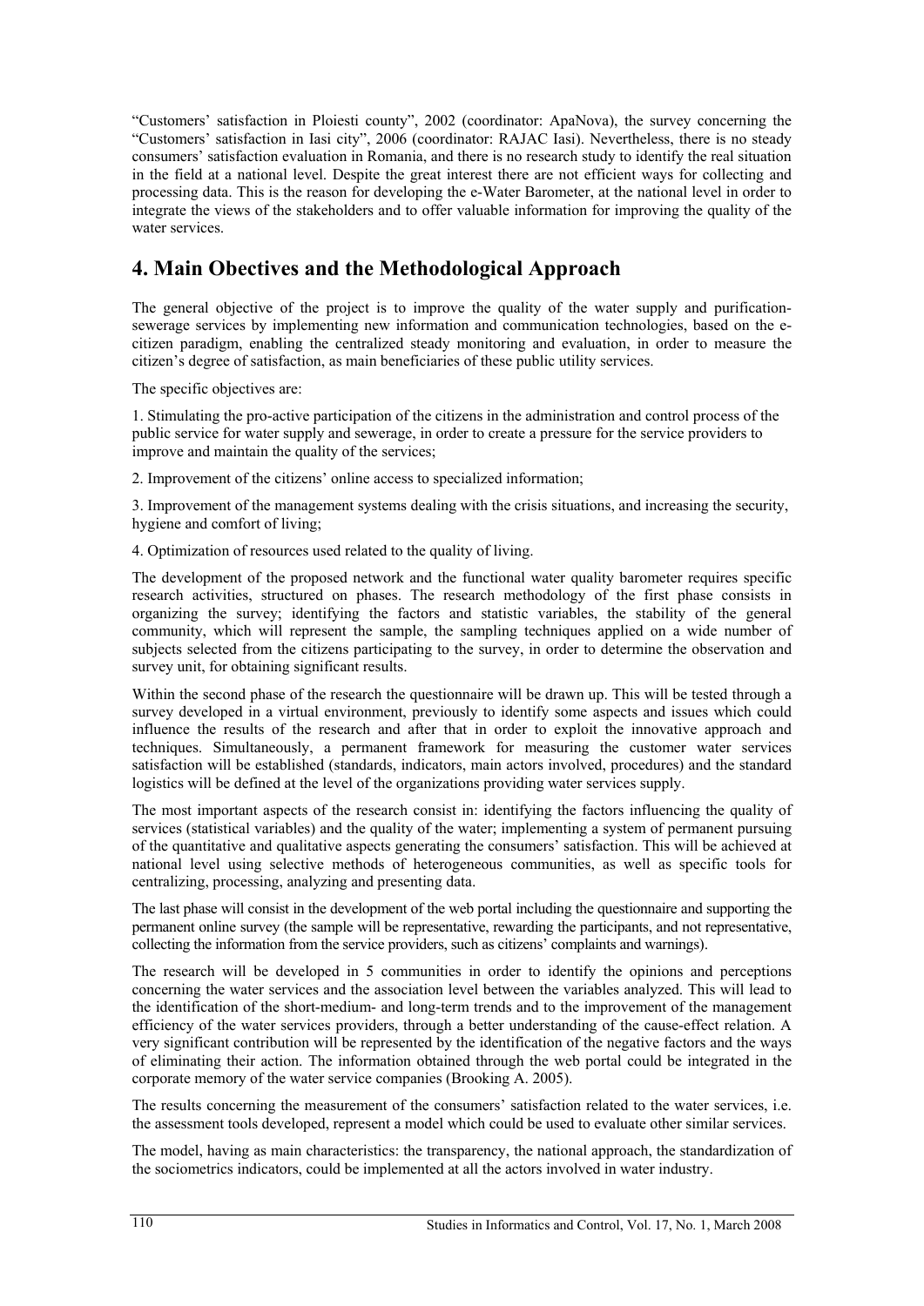"Customers' satisfaction in Ploiesti county", 2002 (coordinator: ApaNova), the survey concerning the "Customers' satisfaction in Iasi city", 2006 (coordinator: RAJAC Iasi). Nevertheless, there is no steady consumers' satisfaction evaluation in Romania, and there is no research study to identify the real situation in the field at a national level. Despite the great interest there are not efficient ways for collecting and processing data. This is the reason for developing the e-Water Barometer, at the national level in order to integrate the views of the stakeholders and to offer valuable information for improving the quality of the water services.

## 4. Main Obectives and the Methodological Approach

The general objective of the project is to improve the quality of the water supply and purification-sewerage services by implementing new information and communication technologies, based on the e-citizen paradigm, enabling the centralized steady monitoring and evaluation, in order to measure the citizen's degree of satisfaction, as main beneficiaries of these public utility services.

The specific objectives are:

1. Stimulating the pro-active participation of the citizens in the administration and control process of the public service for water supply and sewerage, in order to create a pressure for the service providers to improve and maintain the quality of the services;

2. Improvement of the citizens' online access to specialized information;

3. Improvement of the management systems dealing with the crisis situations, and increasing the security, hygiene and comfort of living;

4. Optimization of resources used related to the quality of living.

The development of the proposed network and the functional water quality barometer requires specific research activities, structured on phases. The research methodology of the first phase consists in organizing the survey; identifying the factors and statistic variables, the stability of the general community, which will represent the sample, the sampling techniques applied on a wide number of subjects selected from the citizens participating to the survey, in order to determine the observation and survey unit, for obtaining significant results.

Within the second phase of the research the questionnaire will be drawn up. This will be tested through a survey developed in a virtual environment, previously to identify some aspects and issues which could influence the results of the research and after that in order to exploit the innovative approach and techniques. Simultaneously, a permanent framework for measuring the customer water services satisfaction will be established (standards, indicators, main actors involved, procedures) and the standard logistics will be defined at the level of the organizations providing water services supply.

The most important aspects of the research consist in: identifying the factors influencing the quality of services (statistical variables) and the quality of the water; implementing a system of permanent pursuing of the quantitative and qualitative aspects generating the consumers' satisfaction. This will be achieved at national level using selective methods of heterogeneous communities, as well as specific tools for centralizing, processing, analyzing and presenting data.

The last phase will consist in the development of the web portal including the questionnaire and supporting the permanent online survey (the sample will be representative, rewarding the participants, and not representative, collecting the information from the service providers, such as citizens' complaints and warnings).

The research will be developed in 5 communities in order to identify the opinions and perceptions concerning the water services and the association level between the variables analyzed. This will lead to the identification of the short-medium- and long-term trends and to the improvement of the management efficiency of the water services providers, through a better understanding of the cause-effect relation. A very significant contribution will be represented by the identification of the negative factors and the ways of eliminating their action. The information obtained through the web portal could be integrated in the corporate memory of the water service companies (Brooking A. 2005).

The results concerning the measurement of the consumers' satisfaction related to the water services, i.e. the assessment tools developed, represent a model which could be used to evaluate other similar services.

The model, having as main characteristics: the transparency, the national approach, the standardization of the sociometrics indicators, could be implemented at all the actors involved in water industry.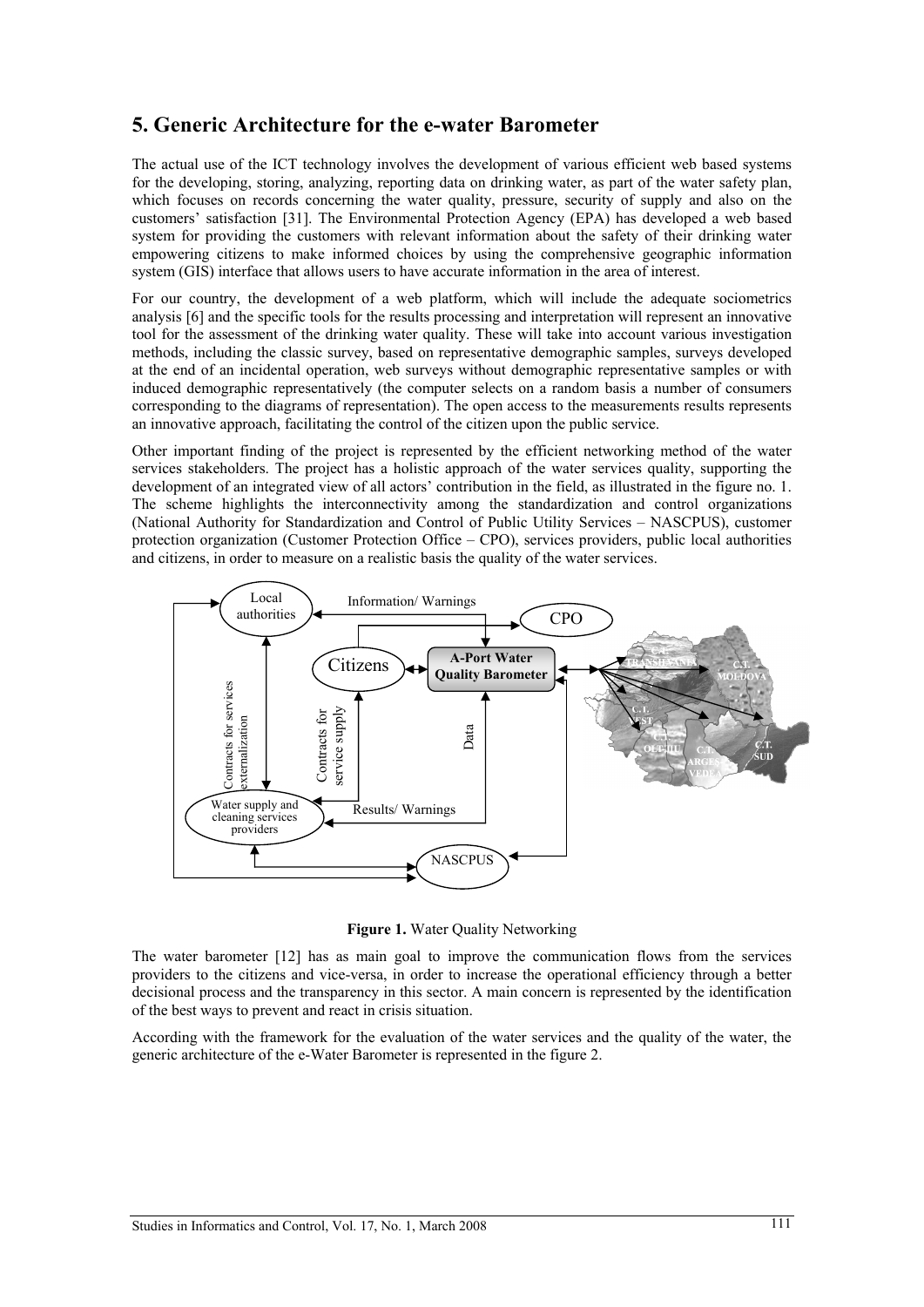## 5. Generic Architecture for the e-water Barometer

The actual use of the ICT technology involves the development of various efficient web based systems for the developing, storing, analyzing, reporting data on drinking water, as part of the water safety plan, which focuses on records concerning the water quality, pressure, security of supply and also on the customers' satisfaction [31]. The Environmental Protection Agency (EPA) has developed a web based system for providing the customers with relevant information about the safety of their drinking water empowering citizens to make informed choices by using the comprehensive geographic information system (GIS) interface that allows users to have accurate information in the area of interest.

For our country, the development of a web platform, which will include the adequate sociometrics analysis [6] and the specific tools for the results processing and interpretation will represent an innovative tool for the assessment of the drinking water quality. These will take into account various investigation methods, including the classic survey, based on representative demographic samples, surveys developed at the end of an incidental operation, web surveys without demographic representative samples or with induced demographic representatively (the computer selects on a random basis a number of consumers corresponding to the diagrams of representation). The open access to the measurements results represents an innovative approach, facilitating the control of the citizen upon the public service.

Other important finding of the project is represented by the efficient networking method of the water services stakeholders. The project has a holistic approach of the water services quality, supporting the development of an integrated view of all actors' contribution in the field, as illustrated in the figure no. 1. The scheme highlights the interconnectivity among the standardization and control organizations (National Authority for Standardization and Control of Public Utility Services – NASCPUS), customer protection organization (Customer Protection Office – CPO), services providers, public local authorities and citizens, in order to measure on a realistic basis the quality of the water services.

**Figure 1.** Water Quality Networking

The water barometer [12] has as main goal to improve the communication flows from the services providers to the citizens and vice-versa, in order to increase the operational efficiency through a better decisional process and the transparency in this sector. A main concern is represented by the identification of the best ways to prevent and react in crisis situation.

According with the framework for the evaluation of the water services and the quality of the water, the generic architecture of the e-Water Barometer is represented in the figure 2.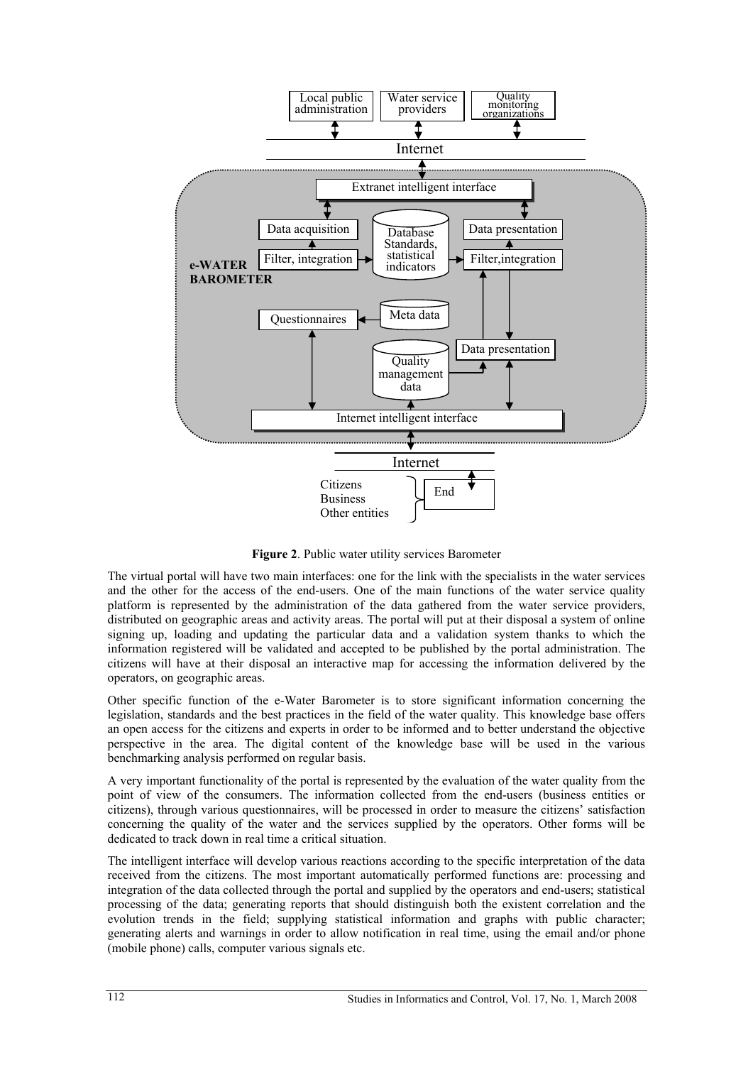**Figure 2**. Public water utility services Barometer

The virtual portal will have two main interfaces: one for the link with the specialists in the water services and the other for the access of the end-users. One of the main functions of the water service quality platform is represented by the administration of the data gathered from the water service providers, distributed on geographic areas and activity areas. The portal will put at their disposal a system of online signing up, loading and updating the particular data and a validation system thanks to which the information registered will be validated and accepted to be published by the portal administration. The citizens will have at their disposal an interactive map for accessing the information delivered by the operators, on geographic areas.

Other specific function of the e-Water Barometer is to store significant information concerning the legislation, standards and the best practices in the field of the water quality. This knowledge base offers an open access for the citizens and experts in order to be informed and to better understand the objective perspective in the area. The digital content of the knowledge base will be used in the various benchmarking analysis performed on regular basis.

A very important functionality of the portal is represented by the evaluation of the water quality from the point of view of the consumers. The information collected from the end-users (business entities or citizens), through various questionnaires, will be processed in order to measure the citizens' satisfaction concerning the quality of the water and the services supplied by the operators. Other forms will be dedicated to track down in real time a critical situation.

The intelligent interface will develop various reactions according to the specific interpretation of the data received from the citizens. The most important automatically performed functions are: processing and integration of the data collected through the portal and supplied by the operators and end-users; statistical processing of the data; generating reports that should distinguish both the existent correlation and the evolution trends in the field; supplying statistical information and graphs with public character; generating alerts and warnings in order to allow notification in real time, using the email and/or phone (mobile phone) calls, computer various signals etc.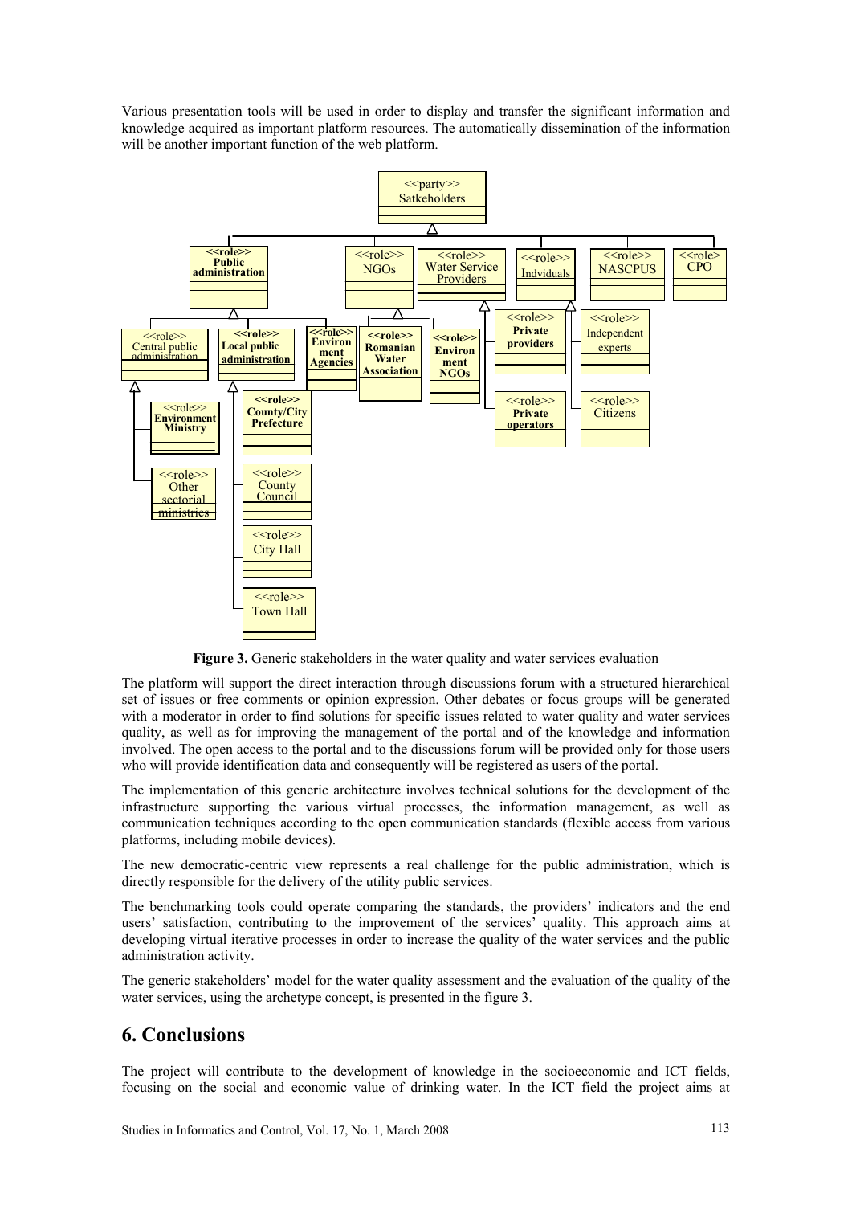Various presentation tools will be used in order to display and transfer the significant information and knowledge acquired as important platform resources. The automatically dissemination of the information will be another important function of the web platform.

**Figure 3.** Generic stakeholders in the water quality and water services evaluation

The platform will support the direct interaction through discussions forum with a structured hierarchical set of issues or free comments or opinion expression. Other debates or focus groups will be generated with a moderator in order to find solutions for specific issues related to water quality and water services quality, as well as for improving the management of the portal and of the knowledge and information involved. The open access to the portal and to the discussions forum will be provided only for those users who will provide identification data and consequently will be registered as users of the portal.

The implementation of this generic architecture involves technical solutions for the development of the infrastructure supporting the various virtual processes, the information management, as well as communication techniques according to the open communication standards (flexible access from various platforms, including mobile devices).

The new democratic-centric view represents a real challenge for the public administration, which is directly responsible for the delivery of the utility public services.

The benchmarking tools could operate comparing the standards, the providers' indicators and the end users' satisfaction, contributing to the improvement of the services' quality. This approach aims at developing virtual iterative processes in order to increase the quality of the water services and the public administration activity.

The generic stakeholders' model for the water quality assessment and the evaluation of the quality of the water services, using the archetype concept, is presented in the figure 3.

## 6. Conclusions

The project will contribute to the development of knowledge in the socioeconomic and ICT fields, focusing on the social and economic value of drinking water. In the ICT field the project aims at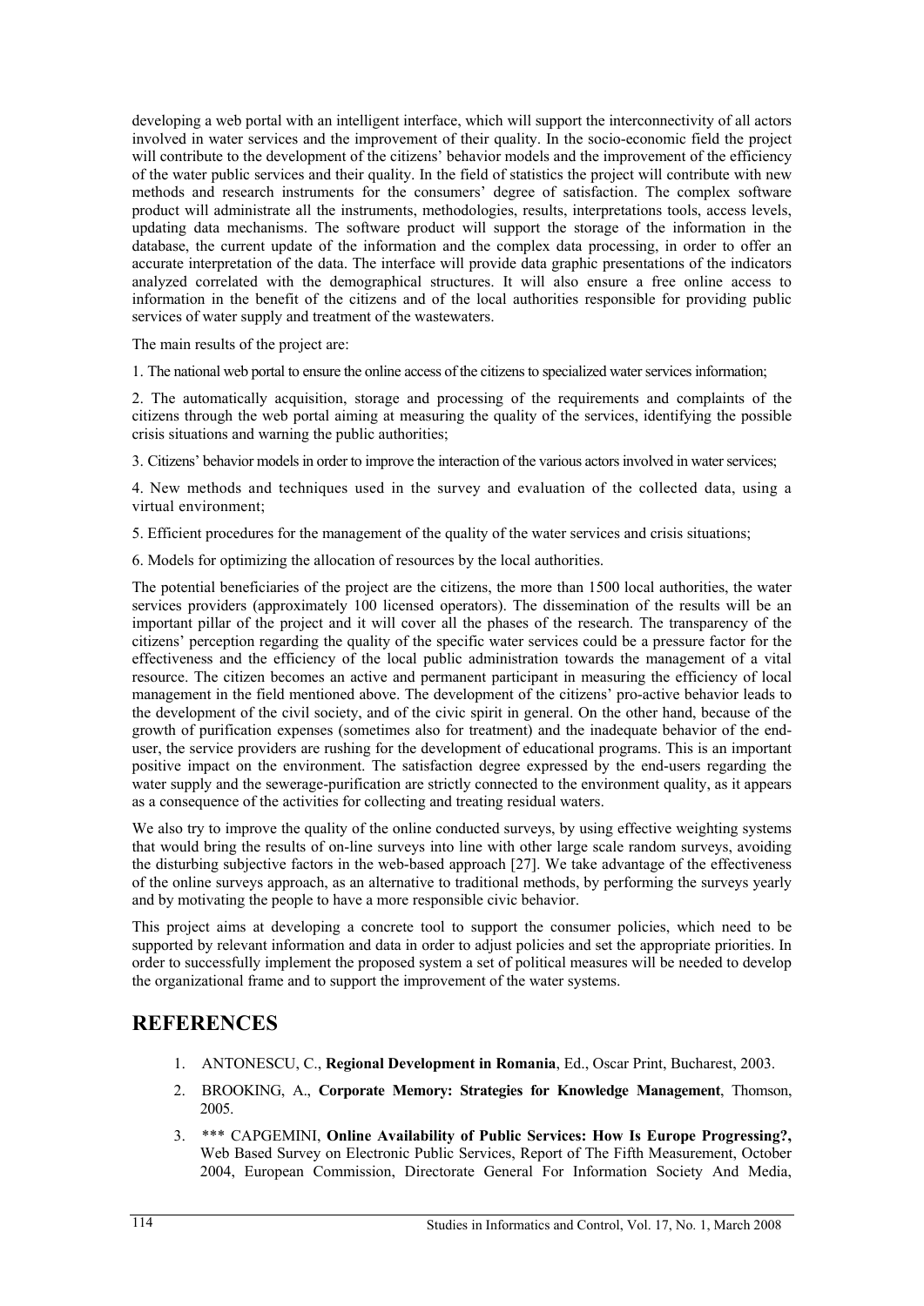developing a web portal with an intelligent interface, which will support the interconnectivity of all actors involved in water services and the improvement of their quality. In the socio-economic field the project will contribute to the development of the citizens' behavior models and the improvement of the efficiency of the water public services and their quality. In the field of statistics the project will contribute with new methods and research instruments for the consumers' degree of satisfaction. The complex software product will administrate all the instruments, methodologies, results, interpretations tools, access levels, updating data mechanisms. The software product will support the storage of the information in the database, the current update of the information and the complex data processing, in order to offer an accurate interpretation of the data. The interface will provide data graphic presentations of the indicators analyzed correlated with the demographical structures. It will also ensure a free online access to information in the benefit of the citizens and of the local authorities responsible for providing public services of water supply and treatment of the wastewaters.

The main results of the project are:

1. The national web portal to ensure the online access of the citizens to specialized water services information;

2. The automatically acquisition, storage and processing of the requirements and complaints of the citizens through the web portal aiming at measuring the quality of the services, identifying the possible crisis situations and warning the public authorities;

3. Citizens' behavior models in order to improve the interaction of the various actors involved in water services;

4. New methods and techniques used in the survey and evaluation of the collected data, using a virtual environment;

5. Efficient procedures for the management of the quality of the water services and crisis situations;

6. Models for optimizing the allocation of resources by the local authorities.

The potential beneficiaries of the project are the citizens, the more than 1500 local authorities, the water services providers (approximately 100 licensed operators). The dissemination of the results will be an important pillar of the project and it will cover all the phases of the research. The transparency of the citizens' perception regarding the quality of the specific water services could be a pressure factor for the effectiveness and the efficiency of the local public administration towards the management of a vital resource. The citizen becomes an active and permanent participant in measuring the efficiency of local management in the field mentioned above. The development of the citizens' pro-active behavior leads to the development of the civil society, and of the civic spirit in general. On the other hand, because of the growth of purification expenses (sometimes also for treatment) and the inadequate behavior of the end-user, the service providers are rushing for the development of educational programs. This is an important positive impact on the environment. The satisfaction degree expressed by the end-users regarding the water supply and the sewerage-purification are strictly connected to the environment quality, as it appears as a consequence of the activities for collecting and treating residual waters.

We also try to improve the quality of the online conducted surveys, by using effective weighting systems that would bring the results of on-line surveys into line with other large scale random surveys, avoiding the disturbing subjective factors in the web-based approach [27]. We take advantage of the effectiveness of the online surveys approach, as an alternative to traditional methods, by performing the surveys yearly and by motivating the people to have a more responsible civic behavior.

This project aims at developing a concrete tool to support the consumer policies, which need to be supported by relevant information and data in order to adjust policies and set the appropriate priorities. In order to successfully implement the proposed system a set of political measures will be needed to develop the organizational frame and to support the improvement of the water systems.

# REFERENCES

1. ANTONESCU, C., **Regional Development in Romania**, Ed., Oscar Print, Bucharest, 2003.
2. BROOKING, A., **Corporate Memory: Strategies for Knowledge Management**, Thomson, 2005.
3. *** CAPGEMINI, **Online Availability of Public Services: How Is Europe Progressing?,** Web Based Survey on Electronic Public Services, Report of The Fifth Measurement, October 2004, European Commission, Directorate General For Information Society And Media,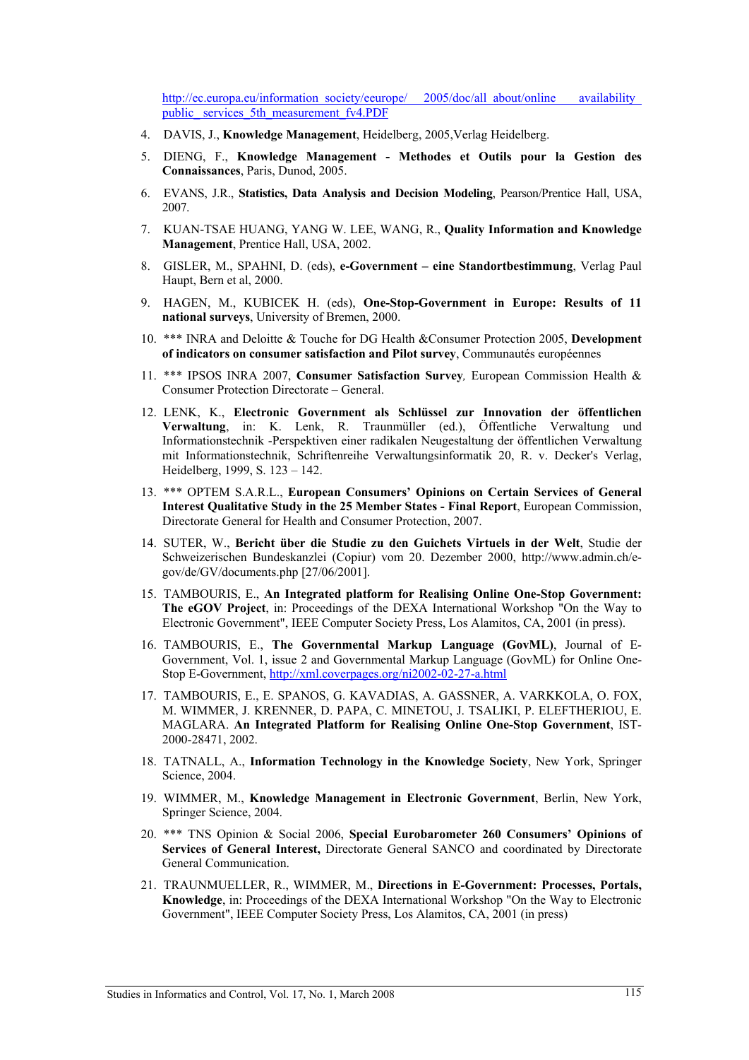http://ec.europa.eu/information_society/eeurope/ 2005/doc/all_about/online availability public_ services_5th_measurement_fv4.PDF

4. DAVIS, J., **Knowledge Management**, Heidelberg, 2005,Verlag Heidelberg.
5. DIENG, F., **Knowledge Management - Methodes et Outils pour la Gestion des Connaissances**, Paris, Dunod, 2005.
6. EVANS, J.R., **Statistics, Data Analysis and Decision Modeling**, Pearson/Prentice Hall, USA, 2007.
7. KUAN-TSAE HUANG, YANG W. LEE, WANG, R., **Quality Information and Knowledge Management**, Prentice Hall, USA, 2002.
8. GISLER, M., SPAHNI, D. (eds), **e-Government – eine Standortbestimmung**, Verlag Paul Haupt, Bern et al, 2000.
9. HAGEN, M., KUBICEK H. (eds), **One-Stop-Government in Europe: Results of 11 national surveys**, University of Bremen, 2000.
10. *** INRA and Deloitte & Touche for DG Health &Consumer Protection 2005, **Development of indicators on consumer satisfaction and Pilot survey**, Communautés européennes
11. *** IPSOS INRA 2007, **Consumer Satisfaction Survey**, European Commission Health & Consumer Protection Directorate – General.
12. LENK, K., **Electronic Government als Schlüssel zur Innovation der öffentlichen Verwaltung**, in: K. Lenk, R. Traunmüller (ed.), Öffentliche Verwaltung und Informationstechnik -Perspektiven einer radikalen Neugestaltung der öffentlichen Verwaltung mit Informationstechnik, Schriftenreihe Verwaltungsinformatik 20, R. v. Decker's Verlag, Heidelberg, 1999, S. 123 – 142.
13. *** OPTEM S.A.R.L., **European Consumers' Opinions on Certain Services of General Interest Qualitative Study in the 25 Member States - Final Report**, European Commission, Directorate General for Health and Consumer Protection, 2007.
14. SUTER, W., **Bericht über die Studie zu den Guichets Virtuels in der Welt**, Studie der Schweizerischen Bundeskanzlei (Copiur) vom 20. Dezember 2000, http://www.admin.ch/e-gov/de/GV/documents.php [27/06/2001].
15. TAMBOURIS, E., **An Integrated platform for Realising Online One-Stop Government: The eGOV Project**, in: Proceedings of the DEXA International Workshop "On the Way to Electronic Government", IEEE Computer Society Press, Los Alamitos, CA, 2001 (in press).
16. TAMBOURIS, E., **The Governmental Markup Language (GovML)**, Journal of E-Government, Vol. 1, issue 2 and Governmental Markup Language (GovML) for Online One-Stop E-Government, http://xml.coverpages.org/ni2002-02-27-a.html
17. TAMBOURIS, E., E. SPANOS, G. KAVADIAS, A. GASSNER, A. VARKKOLA, O. FOX, M. WIMMER, J. KRENNER, D. PAPA, C. MINETOU, J. TSALIKI, P. ELEFTHERIOU, E. MAGLARA. **An Integrated Platform for Realising Online One-Stop Government**, IST-2000-28471, 2002.
18. TATNALL, A., **Information Technology in the Knowledge Society**, New York, Springer Science, 2004.
19. WIMMER, M., **Knowledge Management in Electronic Government**, Berlin, New York, Springer Science, 2004.
20. *** TNS Opinion & Social 2006, **Special Eurobarometer 260 Consumers' Opinions of Services of General Interest,** Directorate General SANCO and coordinated by Directorate General Communication.
21. TRAUNMUELLER, R., WIMMER, M., **Directions in E-Government: Processes, Portals, Knowledge**, in: Proceedings of the DEXA International Workshop "On the Way to Electronic Government", IEEE Computer Society Press, Los Alamitos, CA, 2001 (in press)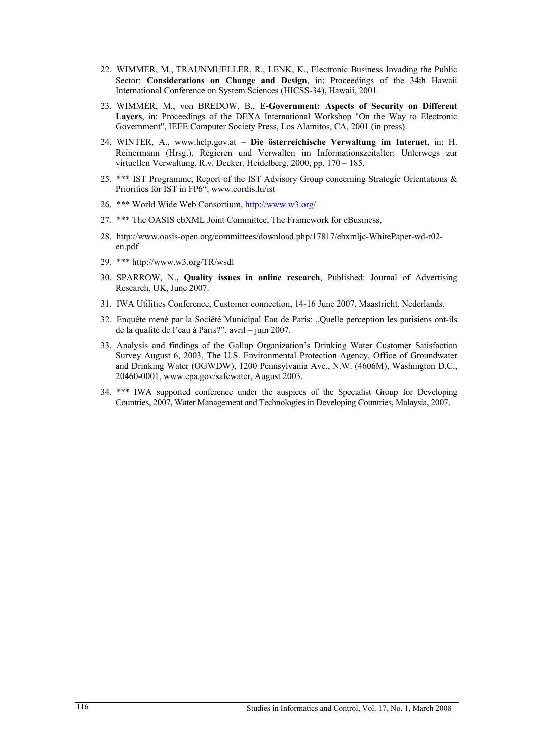22. WIMMER, M., TRAUNMUELLER, R., LENK, K., Electronic Business Invading the Public Sector: **Considerations on Change and Design**, in: Proceedings of the 34th Hawaii International Conference on System Sciences (HICSS-34), Hawaii, 2001.

23. WIMMER, M., von BREDOW, B., **E-Government: Aspects of Security on Different Layers**, in: Proceedings of the DEXA International Workshop "On the Way to Electronic Government", IEEE Computer Society Press, Los Alamitos, CA, 2001 (in press).

24. WINTER, A., www.help.gov.at – **Die österreichische Verwaltung im Internet**, in: H. Reinermann (Hrsg.), Regieren und Verwalten im Informationszeitalter: Unterwegs zur virtuellen Verwaltung, R.v. Decker, Heidelberg, 2000, pp. 170 – 185.

25. *** IST Programme, Report of the IST Advisory Group concerning Strategic Orientations & Priorities for IST in FP6", www.cordis.lu/ist

26. *** World Wide Web Consortium, http://www.w3.org/

27. *** The OASIS ebXML Joint Committee, The Framework for eBusiness,

28. http://www.oasis-open.org/committees/download.php/17817/ebxmljc-WhitePaper-wd-r02-en.pdf

29. *** http://www.w3.org/TR/wsdl

30. SPARROW, N., **Quality issues in online research**, Published: Journal of Advertising Research, UK, June 2007.

31. IWA Utilities Conference, Customer connection, 14-16 June 2007, Maastricht, Nederlands.

32. Enquête mené par la Société Municipal Eau de Paris: „Quelle perception les parisiens ont-ils de la qualité de l'eau à Paris?", avril – juin 2007.

33. Analysis and findings of the Gallup Organization's Drinking Water Customer Satisfaction Survey August 6, 2003, The U.S. Environmental Protection Agency, Office of Groundwater and Drinking Water (OGWDW), 1200 Pennsylvania Ave., N.W. (4606M), Washington D.C., 20460-0001, www.epa.gov/safewater, August 2003.

34. *** IWA supported conference under the auspices of the Specialist Group for Developing Countries, 2007, Water Management and Technologies in Developing Countries, Malaysia, 2007.